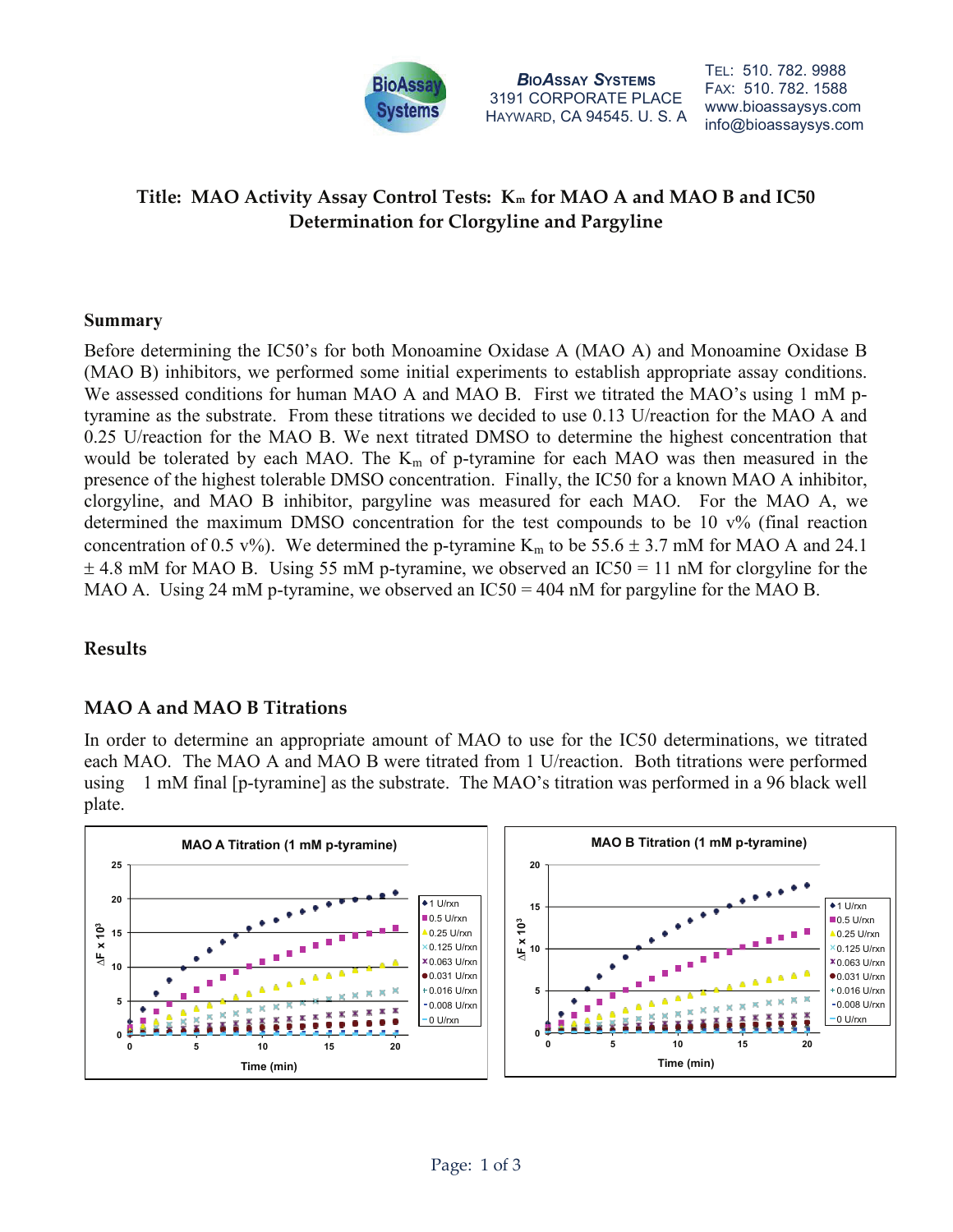BIOASSAY SYSTEMS
3191 CORPORATE PLACE
HAYWARD, CA 94545. U. S. A

TEL: 510. 782. 9988
FAX: 510. 782. 1588
www.bioassaysys.com
info@bioassaysys.com

# Title: MAO Activity Assay Control Tests: $K_m$ for MAO A and MAO B and IC50 Determination for Clorgyline and Pargyline

## Summary

Before determining the IC50's for both Monoamine Oxidase A (MAO A) and Monoamine Oxidase B (MAO B) inhibitors, we performed some initial experiments to establish appropriate assay conditions. We assessed conditions for human MAO A and MAO B. First we titrated the MAO's using 1 mM p-tyramine as the substrate. From these titrations we decided to use 0.13 U/reaction for the MAO A and 0.25 U/reaction for the MAO B. We next titrated DMSO to determine the highest concentration that would be tolerated by each MAO. The $K_m$ of p-tyramine for each MAO was then measured in the presence of the highest tolerable DMSO concentration. Finally, the IC50 for a known MAO A inhibitor, clorgyline, and MAO B inhibitor, pargyline was measured for each MAO. For the MAO A, we determined the maximum DMSO concentration for the test compounds to be 10 v% (final reaction concentration of 0.5 v%). We determined the p-tyramine $K_m$ to be 55.6 ± 3.7 mM for MAO A and 24.1 ± 4.8 mM for MAO B. Using 55 mM p-tyramine, we observed an IC50 = 11 nM for clorgyline for the MAO A. Using 24 mM p-tyramine, we observed an IC50 = 404 nM for pargyline for the MAO B.

## Results

### MAO A and MAO B Titrations

In order to determine an appropriate amount of MAO to use for the IC50 determinations, we titrated each MAO. The MAO A and MAO B were titrated from 1 U/reaction. Both titrations were performed using 1 mM final [p-tyramine] as the substrate. The MAO's titration was performed in a 96 black well plate.

MAO A Titration (1 mM p-tyramine)

MAO B Titration (1 mM p-tyramine)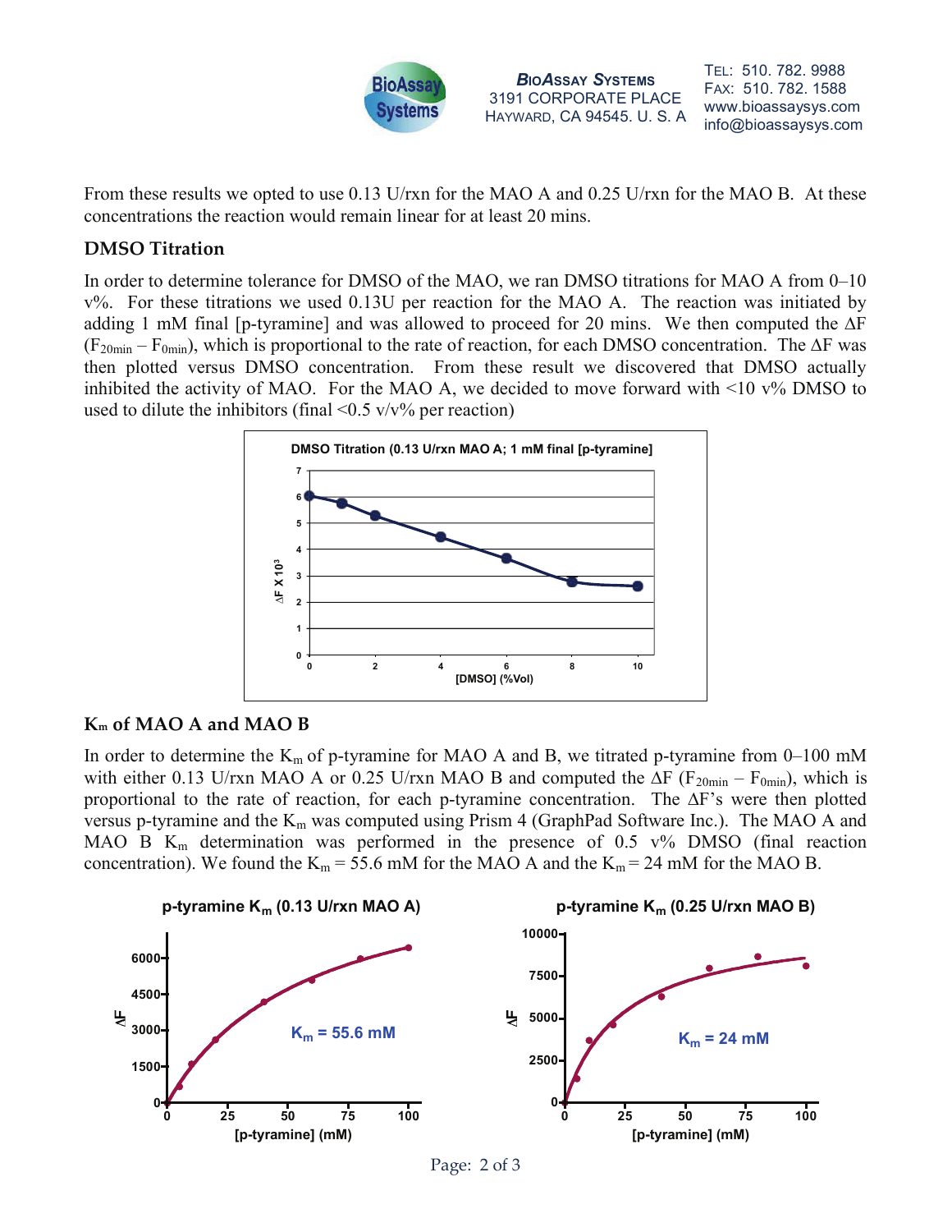From these results we opted to use 0.13 U/rxn for the MAO A and 0.25 U/rxn for the MAO B. At these concentrations the reaction would remain linear for at least 20 mins.

### DMSO Titration

In order to determine tolerance for DMSO of the MAO, we ran DMSO titrations for MAO A from 0–10 v%. For these titrations we used 0.13U per reaction for the MAO A. The reaction was initiated by adding 1 mM final [p-tyramine] and was allowed to proceed for 20 mins. We then computed the $\Delta F$ ($F_{20min} - F_{0min}$), which is proportional to the rate of reaction, for each DMSO concentration. The $\Delta F$ was then plotted versus DMSO concentration. From these result we discovered that DMSO actually inhibited the activity of MAO. For the MAO A, we decided to move forward with <10 v% DMSO to used to dilute the inhibitors (final <0.5 v/v% per reaction)

DMSO Titration (0.13 U/rxn MAO A; 1 mM final [p-tyramine]

### $K_m$ of MAO A and MAO B

In order to determine the $K_m$ of p-tyramine for MAO A and B, we titrated p-tyramine from 0–100 mM with either 0.13 U/rxn MAO A or 0.25 U/rxn MAO B and computed the $\Delta F$ ($F_{20min} - F_{0min}$), which is proportional to the rate of reaction, for each p-tyramine concentration. The $\Delta F$'s were then plotted versus p-tyramine and the $K_m$ was computed using Prism 4 (GraphPad Software Inc.). The MAO A and MAO B $K_m$ determination was performed in the presence of 0.5 v% DMSO (final reaction concentration). We found the $K_m$ = 55.6 mM for the MAO A and the $K_m$ = 24 mM for the MAO B.

p-tyramine $K_m$ (0.13 U/rxn MAO A) — $K_m$ = 55.6 mM

p-tyramine $K_m$ (0.25 U/rxn MAO B) — $K_m$ = 24 mM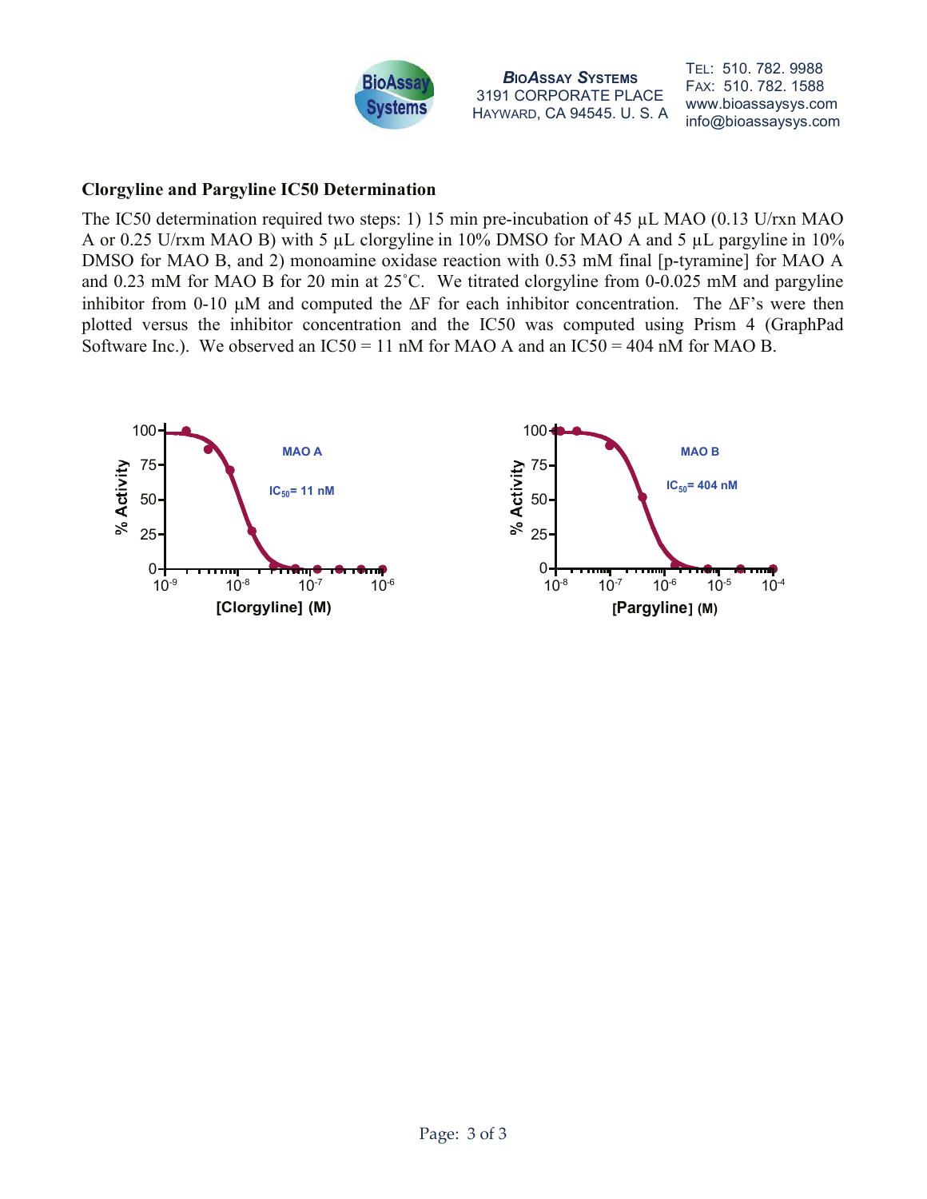**Clorgyline and Pargyline IC50 Determination**

The IC50 determination required two steps: 1) 15 min pre-incubation of 45 µL MAO (0.13 U/rxn MAO A or 0.25 U/rxm MAO B) with 5 µL clorgyline in 10% DMSO for MAO A and 5 µL pargyline in 10% DMSO for MAO B, and 2) monoamine oxidase reaction with 0.53 mM final [p-tyramine] for MAO A and 0.23 mM for MAO B for 20 min at 25˚C. We titrated clorgyline from 0-0.025 mM and pargyline inhibitor from 0-10 µM and computed the ΔF for each inhibitor concentration. The ΔF's were then plotted versus the inhibitor concentration and the IC50 was computed using Prism 4 (GraphPad Software Inc.). We observed an IC50 = 11 nM for MAO A and an IC50 = 404 nM for MAO B.

MAO A

$IC_{50}$= 11 nM

% Activity

100
75
50
25
0

$10^{-9}$ $10^{-8}$ $10^{-7}$ $10^{-6}$

[Clorgyline] (M)

MAO B

$IC_{50}$= 404 nM

% Activity

100
75
50
25
0

$10^{-8}$ $10^{-7}$ $10^{-6}$ $10^{-5}$ $10^{-4}$

[Pargyline] (M)